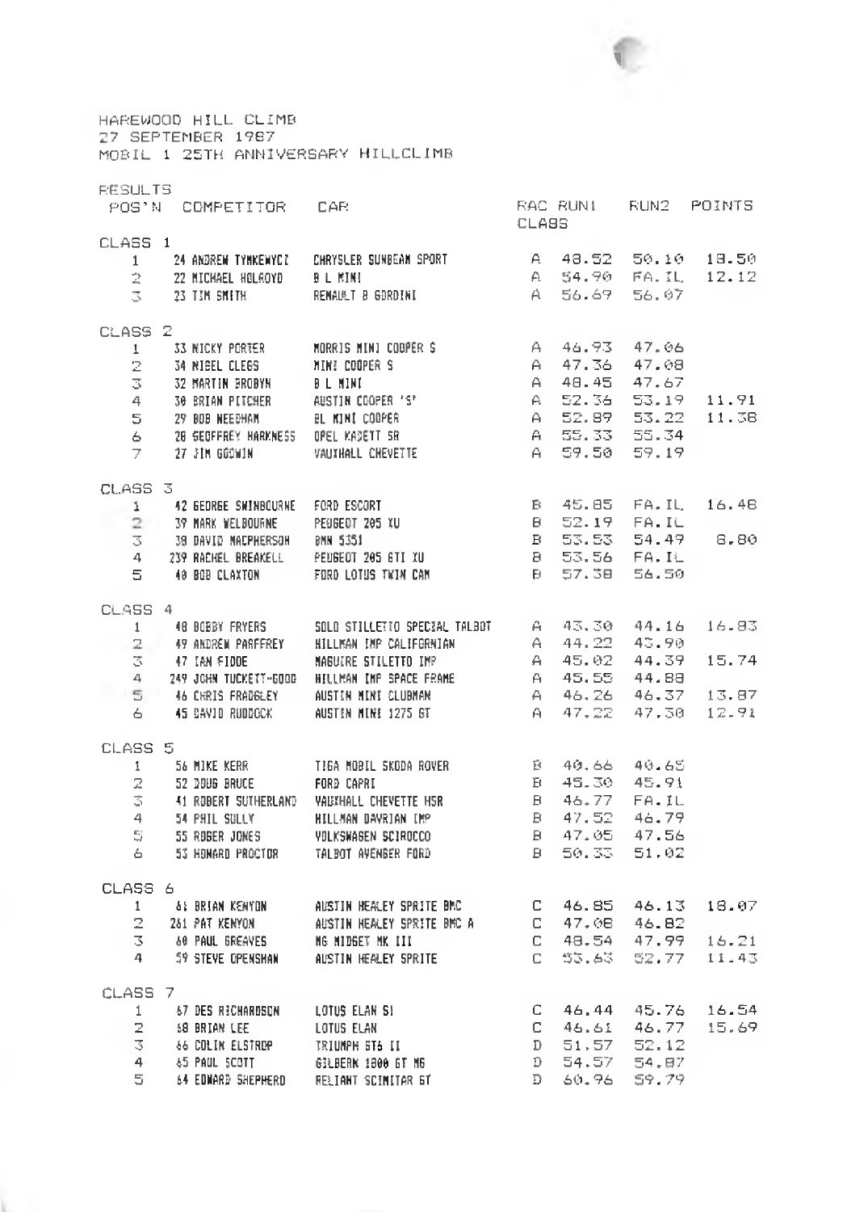HAREWOOD HILL CLIMB
27 SEPTEMBER 1987
MOBIL 1 25TH ANNIVERSARY HILLCLIMB

RESULTS

| POS'N | COMPETITOR | CAR | RAC CLASS | RUN1 | RUN2 | POINTS |
|---|---|---|---|---|---|---|
| **CLASS 1** | | | | | | |
| 1 | 24 ANDREW TYMKEWYCZ | CHRYSLER SUNBEAM SPORT | A | 48.52 | 50.10 | 18.50 |
| 2 | 22 MICHAEL HOLROYD | B L MINI | A | 54.90 | FA.IL | 12.12 |
| 3 | 23 TIM SMITH | RENAULT 8 GORDINI | A | 56.69 | 56.07 | |
| **CLASS 2** | | | | | | |
| 1 | 33 NICKY PORTER | MORRIS MINI COOPER S | A | 46.93 | 47.06 | |
| 2 | 34 NIGEL CLEGG | MINI COOPER S | A | 47.36 | 47.08 | |
| 3 | 32 MARTIN BROBYN | B L MINI | A | 48.45 | 47.67 | |
| 4 | 30 BRIAN PITCHER | AUSTIN COOPER 'S' | A | 52.36 | 53.19 | 11.91 |
| 5 | 29 BOB NEEDHAM | BL MINI COOPER | A | 52.89 | 53.22 | 11.38 |
| 6 | 28 GEOFFREY HARKNESS | OPEL KADETT SR | A | 55.33 | 55.34 | |
| 7 | 27 JIM GOODWIN | VAUXHALL CHEVETTE | A | 59.50 | 59.19 | |
| **CLASS 3** | | | | | | |
| 1 | 42 GEORGE SWINBOURNE | FORD ESCORT | B | 45.85 | FA.IL | 16.48 |
| 2 | 39 MARK WELBOURNE | PEUGEOT 205 XU | B | 52.19 | FA.IL | |
| 3 | 38 DAVID MACPHERSON | BMW 535I | B | 53.53 | 54.49 | 8.80 |
| 4 | 239 RACHEL BREAKELL | PEUGEOT 205 GTI XU | B | 53.56 | FA.IL | |
| 5 | 40 BOB CLAXTON | FORD LOTUS TWIN CAM | B | 57.38 | 56.50 | |
| **CLASS 4** | | | | | | |
| 1 | 48 BOBBY FRYERS | SOLO STILLETTO SPECIAL TALBOT | A | 43.30 | 44.16 | 16.83 |
| 2 | 49 ANDREW PARFFREY | HILLMAN IMP CALIFORNIAN | A | 44.22 | 43.90 | |
| 3 | 47 IAN FIDOE | MAGUIRE STILETTO IMP | A | 45.02 | 44.39 | 15.74 |
| 4 | 249 JOHN TUCKETT-GOOD | HILLMAN IMP SPACE FRAME | A | 45.55 | 44.88 | |
| 5 | 46 CHRIS FRADGLEY | AUSTIN MINI CLUBMAN | A | 46.26 | 46.37 | 13.87 |
| 6 | 45 DAVID RUDDOCK | AUSTIN MINI 1275 GT | A | 47.22 | 47.30 | 12.91 |
| **CLASS 5** | | | | | | |
| 1 | 56 MIKE KERR | TIGA MOBIL SKODA ROVER | B | 40.66 | 40.65 | |
| 2 | 52 DOUG BRUCE | FORD CAPRI | B | 45.30 | 45.91 | |
| 3 | 41 ROBERT SUTHERLAND | VAUXHALL CHEVETTE HSR | B | 46.77 | FA.IL | |
| 4 | 54 PHIL SULLY | HILLMAN DAVRIAN IMP | B | 47.52 | 46.79 | |
| 5 | 55 ROGER JONES | VOLKSWAGEN SCIROCCO | B | 47.05 | 47.56 | |
| 6 | 53 HOWARD PROCTOR | TALBOT AVENGER FORD | B | 50.33 | 51.02 | |
| **CLASS 6** | | | | | | |
| 1 | 61 BRIAN KENYON | AUSTIN HEALEY SPRITE BMC | C | 46.85 | 46.13 | 18.07 |
| 2 | 261 PAT KENYON | AUSTIN HEALEY SPRITE BMC A | C | 47.08 | 46.82 | |
| 3 | 60 PAUL GREAVES | MG MIDGET MK III | C | 48.54 | 47.99 | 16.21 |
| 4 | 59 STEVE OPENSHAW | AUSTIN HEALEY SPRITE | C | 53.63 | 52.77 | 11.43 |
| **CLASS 7** | | | | | | |
| 1 | 67 DES RICHARDSON | LOTUS ELAN S1 | C | 46.44 | 45.76 | 16.54 |
| 2 | 68 BRIAN LEE | LOTUS ELAN | C | 46.61 | 46.77 | 15.69 |
| 3 | 66 COLIN ELSTROP | TRIUMPH GT6 II | D | 51.57 | 52.12 | |
| 4 | 65 PAUL SCOTT | GILBERN 1800 GT MG | D | 54.57 | 54.87 | |
| 5 | 64 EDWARD SHEPHERD | RELIANT SCIMITAR GT | D | 60.96 | 59.79 | |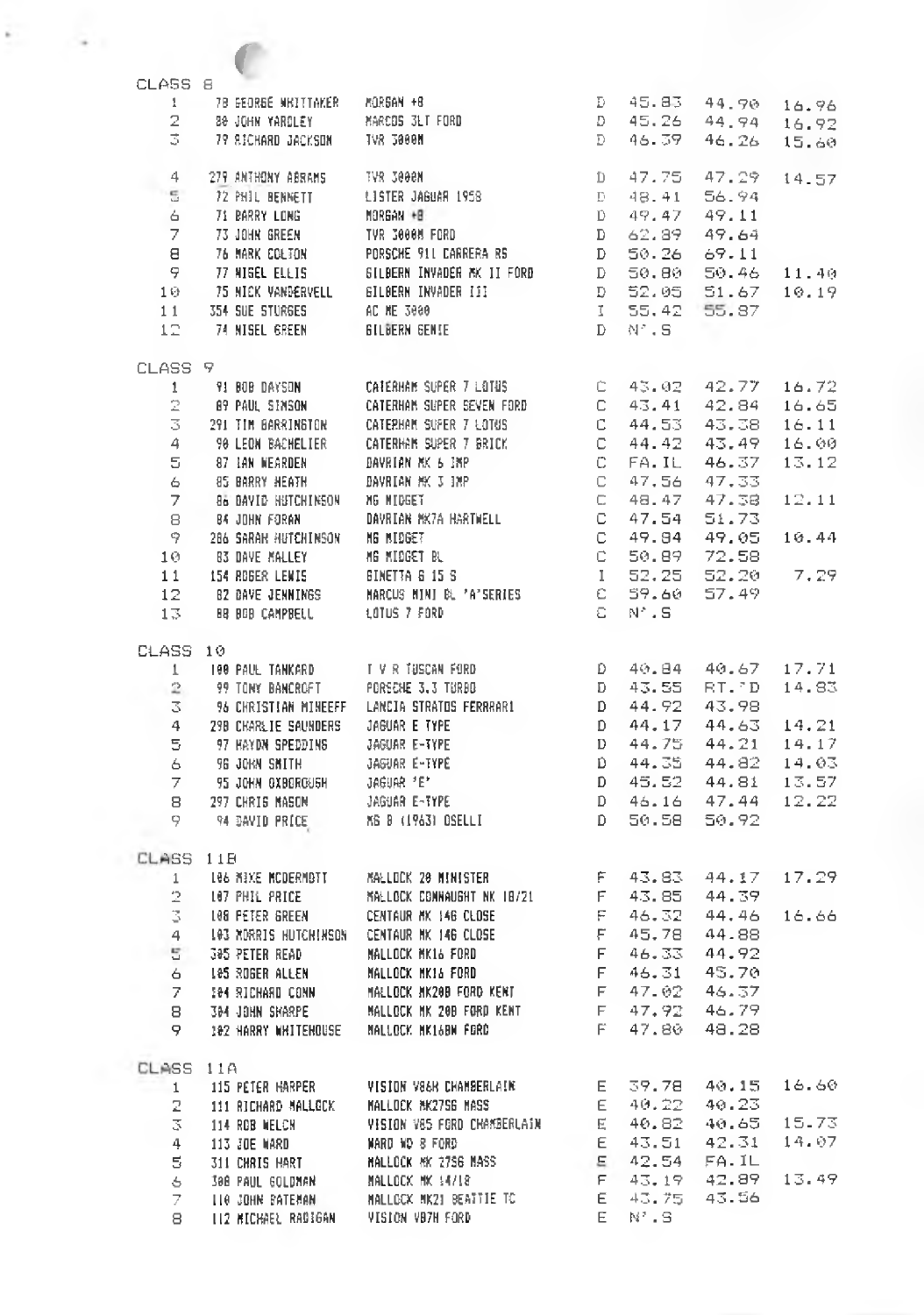## CLASS 8

| Pos | No. | Driver | Car | Cat | Run 1 | Run 2 | Pts |
|---|---|---|---|---|---|---|---|
| 1 | 78 | GEORGE WHITTAKER | MORGAN +8 | D | 45.83 | 44.90 | 16.96 |
| 2 | 80 | JOHN YARDLEY | MARCOS 3LT FORD | D | 45.26 | 44.94 | 16.92 |
| 3 | 79 | RICHARD JACKSON | TVR 3000M | D | 46.39 | 46.26 | 15.60 |
| 4 | 279 | ANTHONY ABRAMS | TVR 3000M | D | 47.75 | 47.29 | 14.57 |
| 5 | 72 | PHIL BENNETT | LISTER JAGUAR 1958 | D | 48.41 | 56.94 | |
| 6 | 71 | BARRY LONG | MORGAN +8 | D | 49.47 | 49.11 | |
| 7 | 73 | JOHN GREEN | TVR 3000M FORD | D | 62.89 | 49.64 | |
| 8 | 76 | MARK COLTON | PORSCHE 911 CARRERA RS | D | 50.26 | 69.11 | |
| 9 | 77 | NIGEL ELLIS | GILBERN INVADER MK II FORD | D | 50.80 | 50.46 | 11.40 |
| 10 | 75 | NICK VANDERVELL | GILBERN INVADER III | D | 52.05 | 51.67 | 10.19 |
| 11 | 354 | SUE STURGES | AC ME 3000 | I | 55.42 | 55.87 | |
| 12 | 74 | NIGEL GREEN | GILBERN GENIE | D | N'.S | | |

## CLASS 9

| Pos | No. | Driver | Car | Cat | Run 1 | Run 2 | Pts |
|---|---|---|---|---|---|---|---|
| 1 | 91 | BOB DAYSON | CATERHAM SUPER 7 LOTUS | C | 43.02 | 42.77 | 16.72 |
| 2 | 89 | PAUL SIMSON | CATERHAM SUPER SEVEN FORD | C | 43.41 | 42.84 | 16.65 |
| 3 | 291 | TIM BARRINGTON | CATERHAM SUPER 7 LOTUS | C | 44.53 | 43.38 | 16.11 |
| 4 | 90 | LEON BACHELIER | CATERHAM SUPER 7 BRICK | C | 44.42 | 43.49 | 16.00 |
| 5 | 87 | IAN WEARDEN | DAVRIAN MK 6 IMP | C | FA.IL | 46.37 | 13.12 |
| 6 | 85 | BARRY HEATH | DAVRIAN MK 3 IMP | C | 47.56 | 47.33 | |
| 7 | 86 | DAVID HUTCHINSON | MG MIDGET | C | 48.47 | 47.38 | 12.11 |
| 8 | 84 | JOHN FORAN | DAVRIAN MK7A HARTWELL | C | 47.54 | 51.73 | |
| 9 | 286 | SARAH HUTCHINSON | MG MIDGET | C | 49.84 | 49.05 | 10.44 |
| 10 | 83 | DAVE MALLEY | MG MIDGET BL | C | 50.89 | 72.58 | |
| 11 | 154 | ROGER LEWIS | GINETTA G 15 S | I | 52.25 | 52.20 | 7.29 |
| 12 | 82 | DAVE JENNINGS | MARCUS MINI BL 'A'SERIES | C | 59.60 | 57.49 | |
| 13 | 88 | BOB CAMPBELL | LOTUS 7 FORD | C | N'.S | | |

## CLASS 10

| Pos | No. | Driver | Car | Cat | Run 1 | Run 2 | Pts |
|---|---|---|---|---|---|---|---|
| 1 | 100 | PAUL TANKARD | T V R TUSCAN FORD | D | 40.84 | 40.67 | 17.71 |
| 2 | 99 | TONY BANCROFT | PORSCHE 3.3 TURBO | D | 43.55 | RT.'D | 14.83 |
| 3 | 96 | CHRISTIAN MINEEFF | LANCIA STRATOS FERRARI | D | 44.92 | 43.98 | |
| 4 | 298 | CHARLIE SAUNDERS | JAGUAR E TYPE | D | 44.17 | 44.63 | 14.21 |
| 5 | 97 | HAYDN SPEDDING | JAGUAR E-TYPE | D | 44.75 | 44.21 | 14.17 |
| 6 | 98 | JOHN SMITH | JAGUAR E-TYPE | D | 44.35 | 44.82 | 14.03 |
| 7 | 95 | JOHN OXBOROUGH | JAGUAR 'E' | D | 45.52 | 44.81 | 13.57 |
| 8 | 297 | CHRIS MASON | JAGUAR E-TYPE | D | 46.16 | 47.44 | 12.22 |
| 9 | 94 | DAVID PRICE | MG B (1963) OSELLI | D | 50.58 | 50.92 | |

## CLASS 11B

| Pos | No. | Driver | Car | Cat | Run 1 | Run 2 | Pts |
|---|---|---|---|---|---|---|---|
| 1 | 106 | MIKE MCDERMOTT | MALLOCK 20 MINISTER | F | 43.83 | 44.17 | 17.29 |
| 2 | 107 | PHIL PRICE | MALLOCK CONNAUGHT MK 18/21 | F | 43.85 | 44.39 | |
| 3 | 108 | PETER GREEN | CENTAUR MK 14B CLOSE | F | 46.32 | 44.46 | 16.66 |
| 4 | 103 | MORRIS HUTCHINSON | CENTAUR MK 14B CLOSE | F | 45.78 | 44.88 | |
| 5 | 305 | PETER READ | MALLOCK MK16 FORD | F | 46.33 | 44.92 | |
| 6 | 105 | ROGER ALLEN | MALLOCK MK16 FORD | F | 46.31 | 45.70 | |
| 7 | 104 | RICHARD CONN | MALLOCK MK20B FORD KENT | F | 47.02 | 46.37 | |
| 8 | 304 | JOHN SHARPE | MALLOCK MK 20B FORD KENT | F | 47.92 | 46.79 | |
| 9 | 102 | HARRY WHITEHOUSE | MALLOCK MK16BW FORD | F | 47.80 | 48.28 | |

## CLASS 11A

| Pos | No. | Driver | Car | Cat | Run 1 | Run 2 | Pts |
|---|---|---|---|---|---|---|---|
| 1 | 115 | PETER HARPER | VISION V86H CHAMBERLAIN | E | 39.78 | 40.15 | 16.60 |
| 2 | 111 | RICHARD MALLOCK | MALLOCK MK27SG MASS | E | 40.22 | 40.23 | |
| 3 | 114 | ROB WELCH | VISION V85 FORD CHAMBERLAIN | E | 40.82 | 40.65 | 15.73 |
| 4 | 113 | JOE WARD | WARD WD 8 FORD | E | 43.51 | 42.31 | 14.07 |
| 5 | 311 | CHRIS HART | MALLOCK MK 27SG MASS | E | 42.54 | FA.IL | |
| 6 | 308 | PAUL GOLDMAN | MALLOCK MK 14/18 | F | 43.19 | 42.89 | 13.49 |
| 7 | 110 | JOHN BATEMAN | MALLOCK MK21 BEATTIE TC | E | 43.75 | 43.56 | |
| 8 | 112 | MICHAEL RADIGAN | VISION V87H FORD | E | N'.S | | |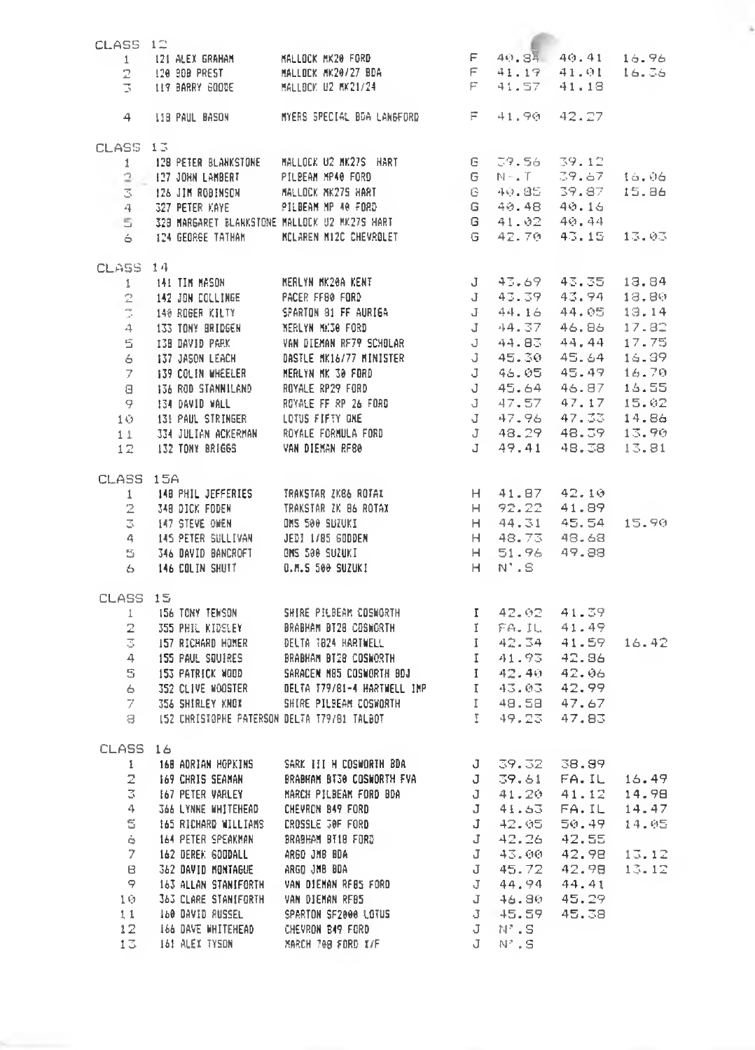## CLASS 12

| Pos | No. | Driver | Car | Cls | Time 1 | Time 2 | Speed |
|---|---|---|---|---|---|---|---|
| 1 | 121 | ALEX GRAHAM | MALLOCK MK20 FORD | F | 40.34 | 40.41 | 16.96 |
| 2 | 120 | BOB PREST | MALLOCK MK20/27 BDA | F | 41.19 | 41.01 | 16.36 |
| 3 | 119 | BARRY GOODE | MALLOCK U2 MK21/24 | F | 41.57 | 41.18 | |
| 4 | 118 | PAUL BASON | MYERS SPECIAL BDA LANGFORD | F | 41.90 | 42.27 | |

## CLASS 13

| Pos | No. | Driver | Car | Cls | Time 1 | Time 2 | Speed |
|---|---|---|---|---|---|---|---|
| 1 | 128 | PETER BLANKSTONE | MALLOCK U2 MK27S HART | G | 39.56 | 39.12 | |
| 2 | 127 | JOHN LAMBERT | PILBEAM MP40 FORD | G | N-.T | 39.67 | 16.06 |
| 3 | 126 | JIM ROBINSON | MALLOCK MK27S HART | G | 40.85 | 39.87 | 15.86 |
| 4 | 327 | PETER KAYE | PILBEAM MP 40 FORD | G | 40.48 | 40.16 | |
| 5 | 328 | MARGARET BLANKSTONE | MALLOCK U2 MK27S HART | G | 41.02 | 40.44 | |
| 6 | 124 | GEORGE TATHAM | MCLAREN M12C CHEVROLET | G | 42.70 | 43.15 | 13.03 |

## CLASS 14

| Pos | No. | Driver | Car | Cls | Time 1 | Time 2 | Speed |
|---|---|---|---|---|---|---|---|
| 1 | 141 | TIM MASON | MERLYN MK20A KENT | J | 43.69 | 43.35 | 18.84 |
| 2 | 142 | JON COLLINGE | PACER FF80 FORD | J | 43.39 | 43.94 | 18.80 |
| 3 | 140 | ROGER KILTY | SPARTON 81 FF AURIGA | J | 44.16 | 44.05 | 18.14 |
| 4 | 133 | TONY BRIDGEN | MERLYN MK30 FORD | J | 44.37 | 46.86 | 17.82 |
| 5 | 138 | DAVID PARK | VAN DIEMAN RF79 SCHOLAR | J | 44.83 | 44.44 | 17.75 |
| 6 | 137 | JASON LEACH | DASTLE MK16/77 MINISTER | J | 45.30 | 45.64 | 16.89 |
| 7 | 139 | COLIN WHEELER | MERLYN MK 30 FORD | J | 46.05 | 45.49 | 16.70 |
| 8 | 136 | ROD STANNILAND | ROYALE RP29 FORD | J | 45.64 | 46.87 | 16.55 |
| 9 | 134 | DAVID WALL | ROYALE FF RP 26 FORD | J | 47.57 | 47.17 | 15.02 |
| 10 | 131 | PAUL STRINGER | LOTUS FIFTY ONE | J | 47.96 | 47.33 | 14.86 |
| 11 | 334 | JULIAN ACKERMAN | ROYALE FORMULA FORD | J | 48.29 | 48.39 | 13.90 |
| 12 | 132 | TONY BRIGGS | VAN DIEMAN RF80 | J | 49.41 | 48.38 | 13.81 |

## CLASS 15A

| Pos | No. | Driver | Car | Cls | Time 1 | Time 2 | Speed |
|---|---|---|---|---|---|---|---|
| 1 | 148 | PHIL JEFFERIES | TRAKSTAR ZK86 ROTAX | H | 41.87 | 42.10 | |
| 2 | 348 | DICK FODEN | TRAKSTAR ZK 86 ROTAX | H | 92.22 | 41.89 | |
| 3 | 147 | STEVE OWEN | DMS 500 SUZUKI | H | 44.31 | 45.54 | 15.90 |
| 4 | 145 | PETER SULLIVAN | JEDI 1/85 GODDEN | H | 48.73 | 48.68 | |
| 5 | 346 | DAVID BANCROFT | DMS 500 SUZUKI | H | 51.96 | 49.88 | |
| 6 | 146 | COLIN SHUTT | D.M.S 500 SUZUKI | H | N'.S | | |

## CLASS 15

| Pos | No. | Driver | Car | Cls | Time 1 | Time 2 | Speed |
|---|---|---|---|---|---|---|---|
| 1 | 156 | TONY TEWSON | SHIRE PILBEAM COSWORTH | I | 42.02 | 41.39 | |
| 2 | 355 | PHIL KIDSLEY | BRABHAM BT28 COSWORTH | I | FA.IL | 41.49 | |
| 3 | 157 | RICHARD HOMER | DELTA T824 HARTWELL | I | 42.34 | 41.59 | 16.42 |
| 4 | 155 | PAUL SQUIRES | BRABHAM BT28 COSWORTH | I | 41.93 | 42.86 | |
| 5 | 153 | PATRICK WOOD | SARACEN M85 COSWORTH BDJ | I | 42.40 | 42.06 | |
| 6 | 352 | CLIVE WOOSTER | DELTA T79/81-4 HARTWELL IMP | I | 43.03 | 42.99 | |
| 7 | 356 | SHIRLEY KNOX | SHIRE PILBEAM COSWORTH | I | 48.58 | 47.67 | |
| 8 | 152 | CHRISTOPHE PATERSON | DELTA T79/81 TALBOT | I | 49.23 | 47.83 | |

## CLASS 16

| Pos | No. | Driver | Car | Cls | Time 1 | Time 2 | Speed |
|---|---|---|---|---|---|---|---|
| 1 | 168 | ADRIAN HOPKINS | SARK III H COSWORTH BDA | J | 39.32 | 38.89 | |
| 2 | 169 | CHRIS SEAMAN | BRABHAM BT30 COSWORTH FVA | J | 39.61 | FA.IL | 16.49 |
| 3 | 167 | PETER VARLEY | MARCH PILBEAM FORD BDA | J | 41.20 | 41.12 | 14.98 |
| 4 | 366 | LYNNE WHITEHEAD | CHEVRON B49 FORD | J | 41.63 | FA.IL | 14.47 |
| 5 | 165 | RICHARD WILLIAMS | CROSSLE 30F FORD | J | 42.05 | 50.49 | 14.05 |
| 6 | 164 | PETER SPEAKMAN | BRABHAM BT18 FORD | J | 42.26 | 42.55 | |
| 7 | 162 | DEREK GOODALL | ARGO JM8 BDA | J | 43.00 | 42.98 | 13.12 |
| 8 | 362 | DAVID MONTAGUE | ARGO JM8 BDA | J | 45.72 | 42.98 | 13.12 |
| 9 | 163 | ALLAN STANIFORTH | VAN DIEMAN RF85 FORD | J | 44.94 | 44.41 | |
| 10 | 363 | CLARE STANIFORTH | VAN DIEMAN RF85 | J | 46.80 | 45.29 | |
| 11 | 160 | DAVID RUSSEL | SPARTON SF2000 LOTUS | J | 45.59 | 45.38 | |
| 12 | 166 | DAVE WHITEHEAD | CHEVRON B49 FORD | J | N'.S | | |
| 13 | 161 | ALEX TYSON | MARCH 708 FORD I/F | J | N'.S | | |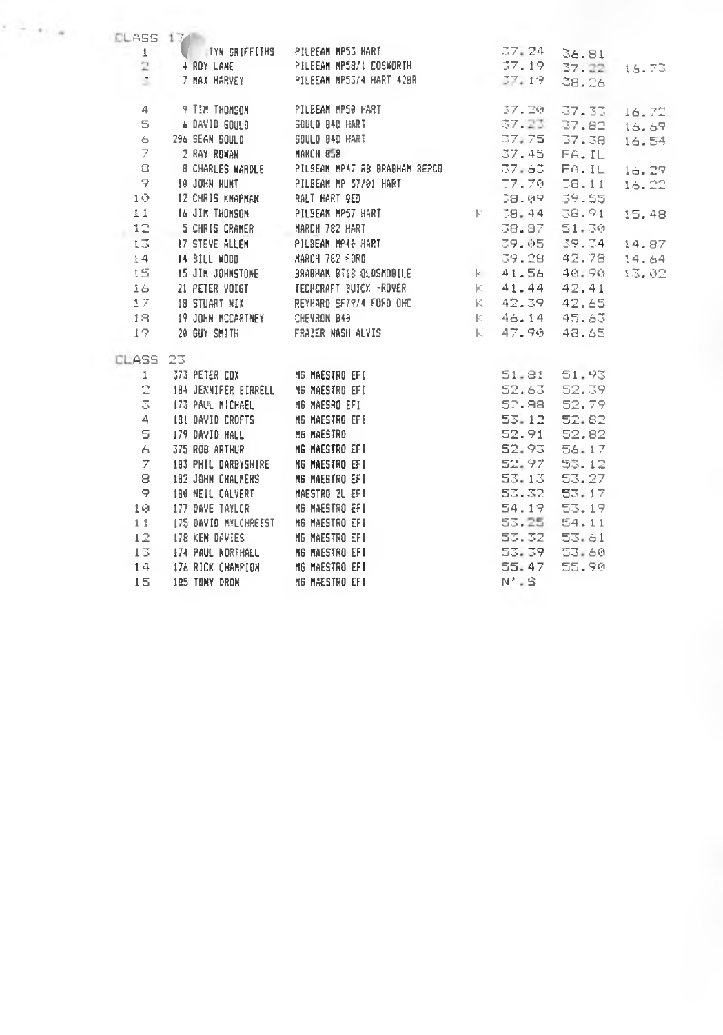CLASS 17

| | | | | | | |
|---|---|---|---|---|---|---|
| 1 | TYN GRIFFITHS | PILBEAM MP53 HART | | 37.24 | 36.81 | |
| 2 | 4 ROY LANE | PILBEAM MP58/1 COSWORTH | | 37.19 | 37.22 | 16.73 |
| 3 | 7 MAX HARVEY | PILBEAM MP53/4 HART 420R | | 37.19 | 38.26 | |
| 4 | 9 TIM THOMSON | PILBEAM MP50 HART | | 37.20 | 37.33 | 16.72 |
| 5 | 6 DAVID GOULD | GOULD 84D HART | | 37.23 | 37.82 | 16.69 |
| 6 | 206 SEAN GOULD | GOULD 84D HART | | 37.75 | 37.38 | 16.54 |
| 7 | 2 RAY ROWAN | MARCH 858 | | 37.45 | FAIL | |
| 8 | 8 CHARLES WARDLE | PILBEAM MP47 RB BRABHAM REPCO | | 37.63 | FAIL | 16.29 |
| 9 | 10 JOHN HUNT | PILBEAM MP 57/01 HART | | 37.70 | 38.11 | 16.22 |
| 10 | 12 CHRIS KNAPMAN | RALT HART 9ED | | 38.09 | 39.55 | |
| 11 | 16 JIM THOMSON | PILBEAM MP57 HART | K | 38.44 | 38.91 | 15.48 |
| 12 | 5 CHRIS CRAMER | MARCH 782 HART | | 38.87 | 51.30 | |
| 13 | 17 STEVE ALLEN | PILBEAM MP40 HART | | 39.05 | 39.34 | 14.87 |
| 14 | 14 BILL WOOD | MARCH 782 FORD | | 39.28 | 42.78 | 14.64 |
| 15 | 15 JIM JOHNSTONE | BRABHAM BT18 OLDSMOBILE | K | 41.56 | 40.90 | 13.02 |
| 16 | 21 PETER VOIGT | TECHCRAFT BUICK -ROVER | K | 41.44 | 42.41 | |
| 17 | 18 STUART NIX | REYHARD SF79/4 FORD OHC | K | 42.39 | 42.65 | |
| 18 | 19 JOHN MCCARTNEY | CHEVRON B40 | K | 46.14 | 45.63 | |
| 19 | 20 GUY SMITH | FRAZER NASH ALVIS | K | 47.90 | 48.65 | |

CLASS 23

| | | | | |
|---|---|---|---|---|
| 1 | 373 PETER COX | MG MAESTRO EFI | 51.81 | 51.93 |
| 2 | 184 JENNIFER BIRRELL | MG MAESTRO EFI | 52.63 | 52.39 |
| 3 | 173 PAUL MICHAEL | MG MAESRO EFI | 52.88 | 52.79 |
| 4 | 181 DAVID CROFTS | MG MAESTRO EFI | 53.12 | 52.82 |
| 5 | 179 DAVID HALL | MG MAESTRO | 52.91 | 52.82 |
| 6 | 375 ROB ARTHUR | MG MAESTRO EFI | 52.93 | 56.17 |
| 7 | 183 PHIL DARBYSHIRE | MG MAESTRO EFI | 52.97 | 53.12 |
| 8 | 182 JOHN CHALMERS | MG MAESTRO EFI | 53.13 | 53.27 |
| 9 | 180 NEIL CALVERT | MAESTRO 2L EFI | 53.32 | 53.17 |
| 10 | 177 DAVE TAYLOR | MG MAESTRO EFI | 54.19 | 53.19 |
| 11 | 175 DAVID MYLCHREEST | MG MAESTRO EFI | 53.25 | 54.11 |
| 12 | 178 KEN DAVIES | MG MAESTRO EFI | 53.32 | 53.61 |
| 13 | 174 PAUL NORTHALL | MG MAESTRO EFI | 53.39 | 53.60 |
| 14 | 176 RICK CHAMPION | MG MAESTRO EFI | 55.47 | 55.90 |
| 15 | 185 TONY DRON | MG MAESTRO EFI | N'.S | |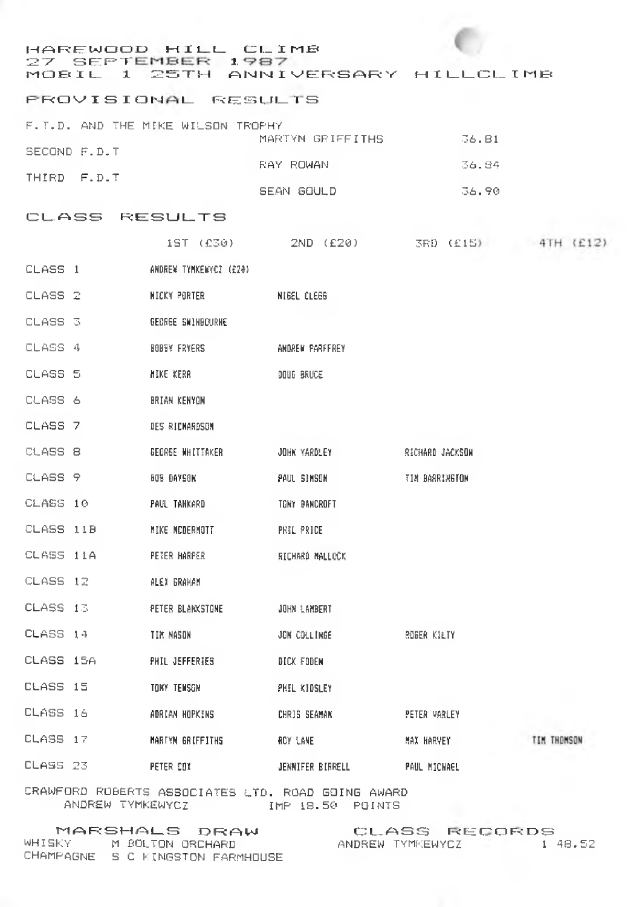# HAREWOOD HILL CLIMB
## 27 SEPTEMBER 1987
## MOBIL 1 25TH ANNIVERSARY HILLCLIMB

## PROVISIONAL RESULTS

| | | |
|---|---|---|
| F.T.D. AND THE MIKE WILSON TROPHY | MARTYN GRIFFITHS | 36.81 |
| SECOND F.D.T | RAY ROWAN | 36.84 |
| THIRD F.D.T | SEAN GOULD | 36.90 |

## CLASS RESULTS

| | 1ST (£30) | 2ND (£20) | 3RD (£15) | 4TH (£12) |
|---|---|---|---|---|
| CLASS 1 | ANDREW TYMKEWYCZ (£20) | | | |
| CLASS 2 | NICKY PORTER | NIGEL CLEGG | | |
| CLASS 3 | GEORGE SWINBOURNE | | | |
| CLASS 4 | BOBBY FRYERS | ANDREW PARFFREY | | |
| CLASS 5 | MIKE KERR | DOUG BRUCE | | |
| CLASS 6 | BRIAN KENYON | | | |
| CLASS 7 | DES RICHARDSON | | | |
| CLASS 8 | GEORGE WHITTAKER | JOHN YARDLEY | RICHARD JACKSON | |
| CLASS 9 | BOB DAYSON | PAUL SIMSON | TIM BARRINGTON | |
| CLASS 10 | PAUL TANKARD | TONY BANCROFT | | |
| CLASS 11B | MIKE MCDERMOTT | PHIL PRICE | | |
| CLASS 11A | PETER HARPER | RICHARD MALLOCK | | |
| CLASS 12 | ALEX GRAHAM | | | |
| CLASS 13 | PETER BLANKSTONE | JOHN LAMBERT | | |
| CLASS 14 | TIM MASON | JON COLLINGE | ROGER KILTY | |
| CLASS 15A | PHIL JEFFERIES | DICK FODEN | | |
| CLASS 15 | TONY TEWSON | PHIL KIDSLEY | | |
| CLASS 16 | ADRIAN HOPKINS | CHRIS SEAMAN | PETER VARLEY | |
| CLASS 17 | MARTYN GRIFFITHS | ROY LANE | MAX HARVEY | TIM THOMSON |
| CLASS 23 | PETER COX | JENNIFER BIRRELL | PAUL MICHAEL | |

CRAWFORD ROBERTS ASSOCIATES LTD. ROAD GOING AWARD
ANDREW TYMKEWYCZ IMP 18.50 POINTS

## MARSHALS DRAW

WHISKY M BOLTON ORCHARD
CHAMPAGNE S C KINGSTON FARMHOUSE

## CLASS RECORDS

ANDREW TYMKEWYCZ 1 48.52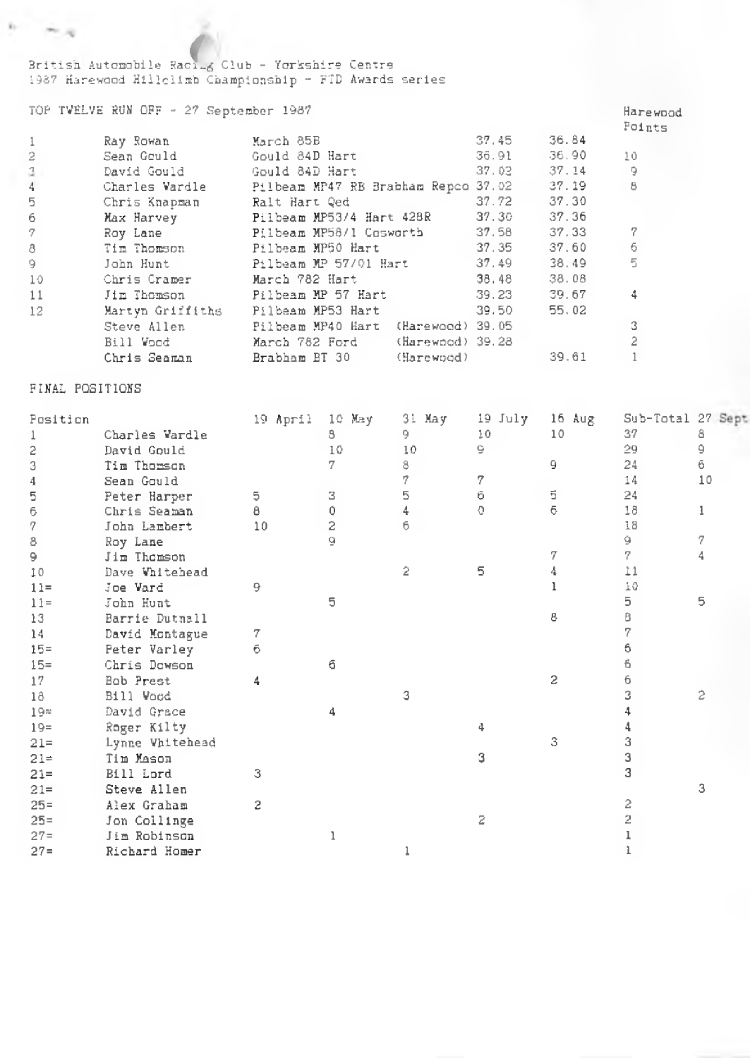British Automobile Racing Club - Yorkshire Centre
1987 Harewood Hillclimb Championship - FTD Awards series

## TOP TWELVE RUN OFF - 27 September 1987

| | | | | | Harewood Points |
|---|---|---|---|---|---|
| 1 | Ray Rowan | March 85B | 37.45 | 36.84 | |
| 2 | Sean Gould | Gould 84D Hart | 36.91 | 36.90 | 10 |
| 3 | David Gould | Gould 84D Hart | 37.02 | 37.14 | 9 |
| 4 | Charles Wardle | Pilbeam MP47 RB Brabham Repco | 37.02 | 37.19 | 8 |
| 5 | Chris Knapman | Ralt Hart Qed | 37.72 | 37.30 | |
| 6 | Max Harvey | Pilbeam MP53/4 Hart 428R | 37.30 | 37.36 | |
| 7 | Roy Lane | Pilbeam MP58/1 Cosworth | 37.58 | 37.33 | 7 |
| 8 | Tim Thomson | Pilbeam MP50 Hart | 37.35 | 37.60 | 6 |
| 9 | John Hunt | Pilbeam MP 57/01 Hart | 37.49 | 38.49 | 5 |
| 10 | Chris Cramer | March 782 Hart | 38.48 | 38.08 | |
| 11 | Jim Thomson | Pilbeam MP 57 Hart | 39.23 | 39.67 | 4 |
| 12 | Martyn Griffiths | Pilbeam MP53 Hart | 39.50 | 55.02 | |
| | Steve Allen | Pilbeam MP40 Hart (Harewood) | 39.05 | | 3 |
| | Bill Wood | March 782 Ford (Harewood) | 39.28 | | 2 |
| | Chris Seaman | Brabham BT 30 (Harewood) | | 39.61 | 1 |

## FINAL POSITIONS

| Position | | 19 April | 10 May | 31 May | 19 July | 16 Aug | Sub-Total | 27 Sept |
|---|---|---|---|---|---|---|---|---|
| 1 | Charles Wardle | | 8 | 9 | 10 | 10 | 37 | 8 |
| 2 | David Gould | | 10 | 10 | 9 | | 29 | 9 |
| 3 | Tim Thomson | | 7 | 8 | | 9 | 24 | 6 |
| 4 | Sean Gould | | | 7 | 7 | | 14 | 10 |
| 5 | Peter Harper | 5 | 3 | 5 | 6 | 5 | 24 | |
| 6 | Chris Seaman | 8 | 0 | 4 | 0 | 6 | 18 | 1 |
| 7 | John Lambert | 10 | 2 | 6 | | | 18 | |
| 8 | Roy Lane | | 9 | | | | 9 | 7 |
| 9 | Jim Thomson | | | | | 7 | 7 | 4 |
| 10 | Dave Whitehead | | | 2 | 5 | 4 | 11 | |
| 11= | Joe Ward | 9 | | | | 1 | 10 | |
| 11= | John Hunt | | 5 | | | | 5 | 5 |
| 13 | Barrie Dutnall | | | | | 8 | 8 | |
| 14 | David Montague | 7 | | | | | 7 | |
| 15= | Peter Varley | 6 | | | | | 6 | |
| 15= | Chris Dowson | | 6 | | | | 6 | |
| 17 | Bob Prest | 4 | | | | 2 | 6 | |
| 18 | Bill Wood | | | 3 | | | 3 | 2 |
| 19= | David Grace | | 4 | | | | 4 | |
| 19= | Roger Kilty | | | | 4 | | 4 | |
| 21= | Lynne Whitehead | | | | | 3 | 3 | |
| 21= | Tim Mason | | | | 3 | | 3 | |
| 21= | Bill Lord | 3 | | | | | 3 | |
| 21= | Steve Allen | | | | | | | 3 |
| 25= | Alex Graham | 2 | | | | | 2 | |
| 25= | Jon Collinge | | | | 2 | | 2 | |
| 27= | Jim Robinson | | 1 | | | | 1 | |
| 27= | Richard Homer | | | 1 | | | 1 | |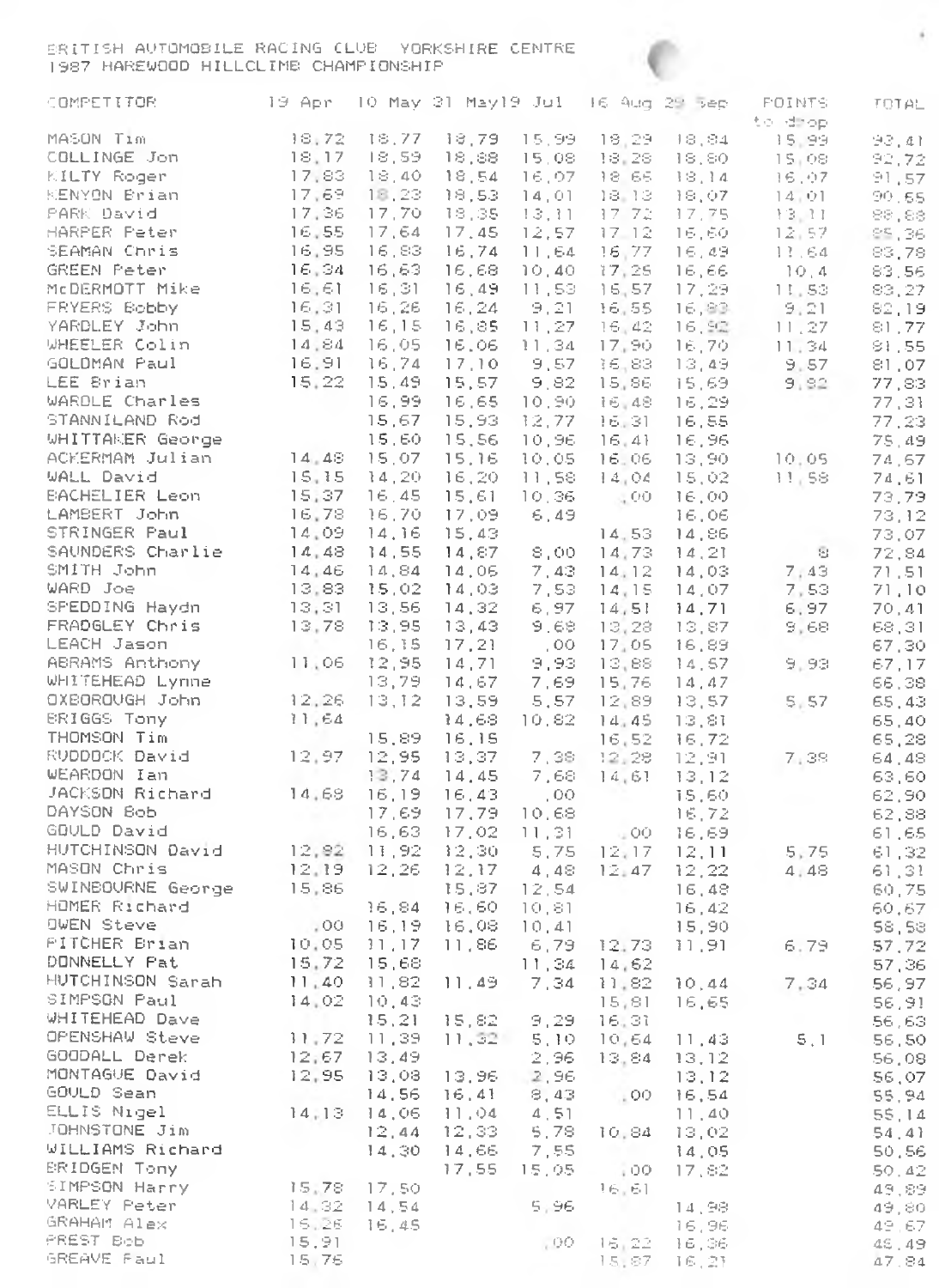BRITISH AUTOMOBILE RACING CLUB YORKSHIRE CENTRE
1987 HAREWOOD HILLCLIMB CHAMPIONSHIP

| COMPETITOR | 19 Apr | 10 May | 31 May | 19 Jul | 16 Aug | 29 Sep | POINTS to drop | TOTAL |
|---|---|---|---|---|---|---|---|---|
| MASON Tim | 18,72 | 18,77 | 18,79 | 15,99 | 18,29 | 18,84 | 15,99 | 93,41 |
| COLLINGE Jon | 18,17 | 18,59 | 18,88 | 15,08 | 18,28 | 18,80 | 15,08 | 92,72 |
| KILTY Roger | 17,83 | 18,40 | 18,54 | 16,07 | 18,65 | 18,14 | 16,07 | 91,57 |
| KENYON Brian | 17,69 | 18,23 | 18,53 | 14,01 | 18,13 | 18,07 | 14,01 | 90,65 |
| PARK David | 17,36 | 17,70 | 18,35 | 13,11 | 17,72 | 17,75 | 13,11 | 88,88 |
| HARPER Peter | 16,55 | 17,64 | 17,45 | 12,57 | 17,12 | 16,60 | 12,57 | 85,36 |
| SEAMAN Chris | 16,95 | 16,83 | 16,74 | 11,64 | 16,77 | 16,49 | 11,64 | 83,78 |
| GREEN Peter | 16,34 | 16,63 | 16,68 | 10,40 | 17,25 | 16,66 | 10,4 | 83,56 |
| McDERMOTT Mike | 16,61 | 16,31 | 16,49 | 11,53 | 16,57 | 17,29 | 11,53 | 83,27 |
| FRYERS Bobby | 16,31 | 16,26 | 16,24 | 9,21 | 16,55 | 16,83 | 9,21 | 82,19 |
| YARDLEY John | 15,43 | 16,15 | 16,85 | 11,27 | 16,42 | 16,92 | 11,27 | 81,77 |
| WHEELER Colin | 14,84 | 16,05 | 16,06 | 11,34 | 17,90 | 16,70 | 11,34 | 81,55 |
| GOLDMAN Paul | 16,91 | 16,74 | 17,10 | 9,57 | 16,83 | 13,49 | 9,57 | 81,07 |
| LEE Brian | 15,22 | 15,49 | 15,57 | 9,82 | 15,86 | 15,69 | 9,82 | 77,83 |
| WARDLE Charles | | 16,99 | 16,65 | 10,90 | 16,48 | 16,29 | | 77,31 |
| STANNILAND Rod | | 15,67 | 15,93 | 12,77 | 16,31 | 16,55 | | 77,23 |
| WHITTAKER George | | 15,60 | 15,56 | 10,96 | 16,41 | 16,96 | | 75,49 |
| ACKERMAM Julian | 14,48 | 15,07 | 15,16 | 10,05 | 16,06 | 13,90 | 10,05 | 74,67 |
| WALL David | 15,15 | 14,20 | 16,20 | 11,58 | 14,04 | 15,02 | 11,58 | 74,61 |
| BACHELIER Leon | 15,37 | 16,45 | 15,61 | 10,36 | ,00 | 16,00 | | 73,79 |
| LAMBERT John | 16,78 | 16,70 | 17,09 | 6,49 | | 16,06 | | 73,12 |
| STRINGER Paul | 14,09 | 14,16 | 15,43 | | 14,53 | 14,86 | | 73,07 |
| SAUNDERS Charlie | 14,48 | 14,55 | 14,87 | 8,00 | 14,73 | 14,21 | 8 | 72,84 |
| SMITH John | 14,46 | 14,84 | 14,06 | 7,43 | 14,12 | 14,03 | 7,43 | 71,51 |
| WARD Joe | 13,83 | 15,02 | 14,03 | 7,53 | 14,15 | 14,07 | 7,53 | 71,10 |
| SPEDDING Haydn | 13,31 | 13,56 | 14,32 | 6,97 | 14,51 | 14,71 | 6,97 | 70,41 |
| FRADGLEY Chris | 13,78 | 13,95 | 13,43 | 9,68 | 13,28 | 13,87 | 9,68 | 68,31 |
| LEACH Jason | | 16,15 | 17,21 | ,00 | 17,05 | 16,89 | | 67,30 |
| ABRAMS Anthony | 11,06 | 12,95 | 14,71 | 9,93 | 13,88 | 14,57 | 9,93 | 67,17 |
| WHITEHEAD Lynne | | 13,79 | 14,67 | 7,69 | 15,76 | 14,47 | | 66,38 |
| OXBOROUGH John | 12,26 | 13,12 | 13,59 | 5,57 | 12,89 | 13,57 | 5,57 | 65,43 |
| BRIGGS Tony | 11,64 | | 14,68 | 10,82 | 14,45 | 13,81 | | 65,40 |
| THOMSON Tim | | 15,89 | 16,15 | | 16,52 | 16,72 | | 65,28 |
| RUDDOCK David | 12,97 | 12,95 | 13,37 | 7,38 | 12,28 | 12,91 | 7,38 | 64,48 |
| WEARDON Ian | | 13,74 | 14,45 | 7,68 | 14,61 | 13,12 | | 63,60 |
| JACKSON Richard | 14,68 | 16,19 | 16,43 | ,00 | | 15,60 | | 62,90 |
| DAYSON Bob | | 17,69 | 17,79 | 10,68 | | 16,72 | | 62,88 |
| GOULD David | | 16,63 | 17,02 | 11,31 | ,00 | 16,69 | | 61,65 |
| HUTCHINSON David | 12,82 | 11,92 | 12,30 | 5,75 | 12,17 | 12,11 | 5,75 | 61,32 |
| MASON Chris | 12,19 | 12,26 | 12,17 | 4,48 | 12,47 | 12,22 | 4,48 | 61,31 |
| SWINBOURNE George | 15,86 | | 15,87 | 12,54 | | 16,48 | | 60,75 |
| HOMER Richard | | 16,84 | 16,60 | 10,81 | | 16,42 | | 60,67 |
| OWEN Steve | ,00 | 16,19 | 16,08 | 10,41 | | 15,90 | | 58,58 |
| PITCHER Brian | 10,05 | 11,17 | 11,86 | 6,79 | 12,73 | 11,91 | 6,79 | 57,72 |
| DONNELLY Pat | 15,72 | 15,68 | | 11,34 | 14,62 | | | 57,36 |
| HUTCHINSON Sarah | 11,40 | 11,82 | 11,49 | 7,34 | 11,82 | 10,44 | 7,34 | 56,97 |
| SIMPSON Paul | 14,02 | 10,43 | | | 15,81 | 16,65 | | 56,91 |
| WHITEHEAD Dave | | 15,21 | 15,82 | 9,29 | 16,31 | | | 56,63 |
| OPENSHAW Steve | 11,72 | 11,39 | 11,32 | 5,10 | 10,64 | 11,43 | 5,1 | 56,50 |
| GOODALL Derek | 12,67 | 13,49 | | 2,96 | 13,84 | 13,12 | | 56,08 |
| MONTAGUE David | 12,95 | 13,08 | 13,96 | 2,96 | | 13,12 | | 56,07 |
| GOULD Sean | | 14,56 | 16,41 | 8,43 | ,00 | 16,54 | | 55,94 |
| ELLIS Nigel | 14,13 | 14,06 | 11,04 | 4,51 | | 11,40 | | 55,14 |
| JOHNSTONE Jim | | 12,44 | 12,33 | 5,78 | 10,84 | 13,02 | | 54,41 |
| WILLIAMS Richard | | 14,30 | 14,66 | 7,55 | | 14,05 | | 50,56 |
| BRIDGEN Tony | | | 17,55 | 15,05 | ,00 | 17,82 | | 50,42 |
| SIMPSON Harry | 15,78 | 17,50 | | | 16,61 | | | 49,89 |
| VARLEY Peter | 14,32 | 14,54 | | 5,96 | | 14,98 | | 49,80 |
| GRAHAM Alex | 15,26 | 16,45 | | | | 16,96 | | 48,67 |
| PREST Bob | 15,91 | | | ,00 | 16,22 | 16,36 | | 48,49 |
| GREAVE Paul | 15,76 | | | | 15,87 | 16,21 | | 47,84 |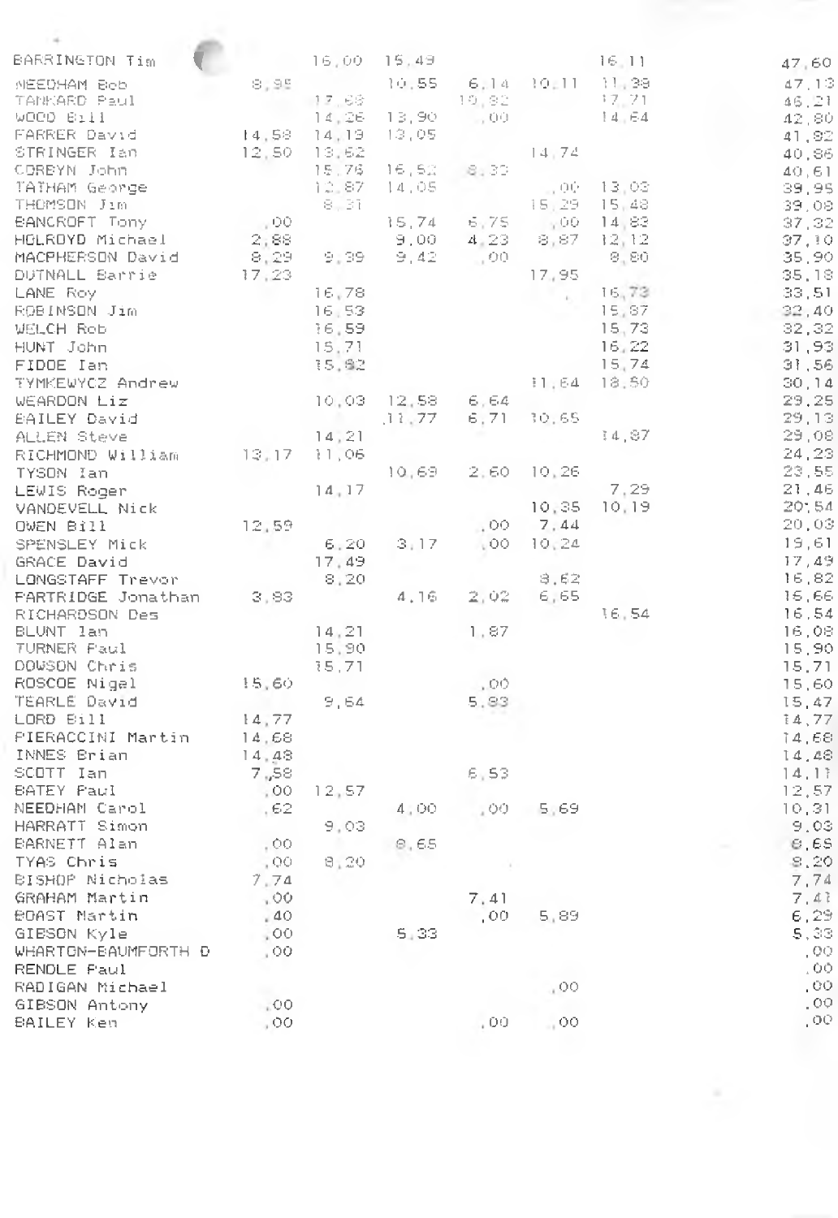| | | | | | | | |
|---|---|---|---|---|---|---|---|
| BARRINGTON Tim | | 16,00 | 15,49 | | | 16,11 | 47,60 |
| NEEDHAM Bob | 8,95 | | 10,55 | 6,14 | 10,11 | 11,38 | 47,13 |
| TANKARD Paul | | 17,68 | | 10,82 | | 17,71 | 46,21 |
| WOOD Bill | | 14,26 | 13,90 | ,00 | | 14,64 | 42,80 |
| FARRER David | 14,58 | 14,19 | 13,05 | | | | 41,82 |
| STRINGER Ian | 12,50 | 13,62 | | | 14,74 | | 40,86 |
| CORBYN John | | 15,76 | 16,52 | 8,33 | | | 40,61 |
| TATHAM George | | 12,87 | 14,05 | | ,00 | 13,03 | 39,95 |
| THOMSON Jim | | 8,31 | | | 15,29 | 15,48 | 39,08 |
| BANCROFT Tony | ,00 | | 15,74 | 6,75 | ,00 | 14,83 | 37,32 |
| HOLROYD Michael | 2,88 | | 9,00 | 4,23 | 8,87 | 12,12 | 37,10 |
| MACPHERSON David | 8,29 | 9,39 | 9,42 | ,00 | | 8,80 | 35,90 |
| DUTNALL Barrie | 17,23 | | | | 17,95 | | 35,18 |
| LANE Roy | | 16,78 | | | | 16,73 | 33,51 |
| ROBINSON Jim | | 16,53 | | | | 15,87 | 32,40 |
| WELCH Rob | | 16,59 | | | | 15,73 | 32,32 |
| HUNT John | | 15,71 | | | | 16,22 | 31,93 |
| FIDOE Ian | | 15,82 | | | | 15,74 | 31,56 |
| TYMKEWYCZ Andrew | | | | | 11,64 | 18,50 | 30,14 |
| WEARDON Liz | | 10,03 | 12,58 | 6,64 | | | 29,25 |
| BAILEY David | | | 11,77 | 6,71 | 10,65 | | 29,13 |
| ALLEN Steve | | 14,21 | | | | 14,87 | 29,08 |
| RICHMOND William | 13,17 | 11,06 | | | | | 24,23 |
| TYSON Ian | | | 10,69 | 2,60 | 10,26 | | 23,55 |
| LEWIS Roger | | 14,17 | | | | 7,29 | 21,46 |
| VANDEVELL Nick | | | | | 10,35 | 10,19 | 20,54 |
| OWEN Bill | 12,59 | | | ,00 | 7,44 | | 20,03 |
| SPENSLEY Mick | | 6,20 | 3,17 | ,00 | 10,24 | | 19,61 |
| GRACE David | | 17,49 | | | | | 17,49 |
| LONGSTAFF Trevor | | 8,20 | | | 8,62 | | 16,82 |
| PARTRIDGE Jonathan | 3,83 | | 4,16 | 2,02 | 6,65 | | 16,66 |
| RICHARDSON Des | | | | | | 16,54 | 16,54 |
| BLUNT Ian | | 14,21 | | 1,87 | | | 16,08 |
| TURNER Paul | | 15,90 | | | | | 15,90 |
| DOWSON Chris | | 15,71 | | | | | 15,71 |
| ROSCOE Nigel | 15,60 | | | ,00 | | | 15,60 |
| TEARLE David | | 9,64 | | 5,83 | | | 15,47 |
| LORD Bill | 14,77 | | | | | | 14,77 |
| PIERACCINI Martin | 14,68 | | | | | | 14,68 |
| INNES Brian | 14,48 | | | | | | 14,48 |
| SCOTT Ian | 7,58 | | | 6,53 | | | 14,11 |
| BATEY Paul | ,00 | 12,57 | | | | | 12,57 |
| NEEDHAM Carol | ,62 | | 4,00 | ,00 | 5,69 | | 10,31 |
| HARRATT Simon | | 9,03 | | | | | 9,03 |
| BARNETT Alan | ,00 | | 8,65 | | | | 8,65 |
| TYAS Chris | ,00 | 8,20 | | | | | 8,20 |
| BISHOP Nicholas | 7,74 | | | | | | 7,74 |
| GRAHAM Martin | ,00 | | | 7,41 | | | 7,41 |
| BOAST Martin | ,40 | | | ,00 | 5,89 | | 6,29 |
| GIBSON Kyle | ,00 | | 5,33 | | | | 5,33 |
| WHARTON-BAUMFORTH D | ,00 | | | | | | ,00 |
| RENDLE Paul | | | | | | | ,00 |
| RADIGAN Michael | | | | | ,00 | | ,00 |
| GIBSON Antony | ,00 | | | | | | ,00 |
| BAILEY Ken | ,00 | | | ,00 | ,00 | | ,00 |